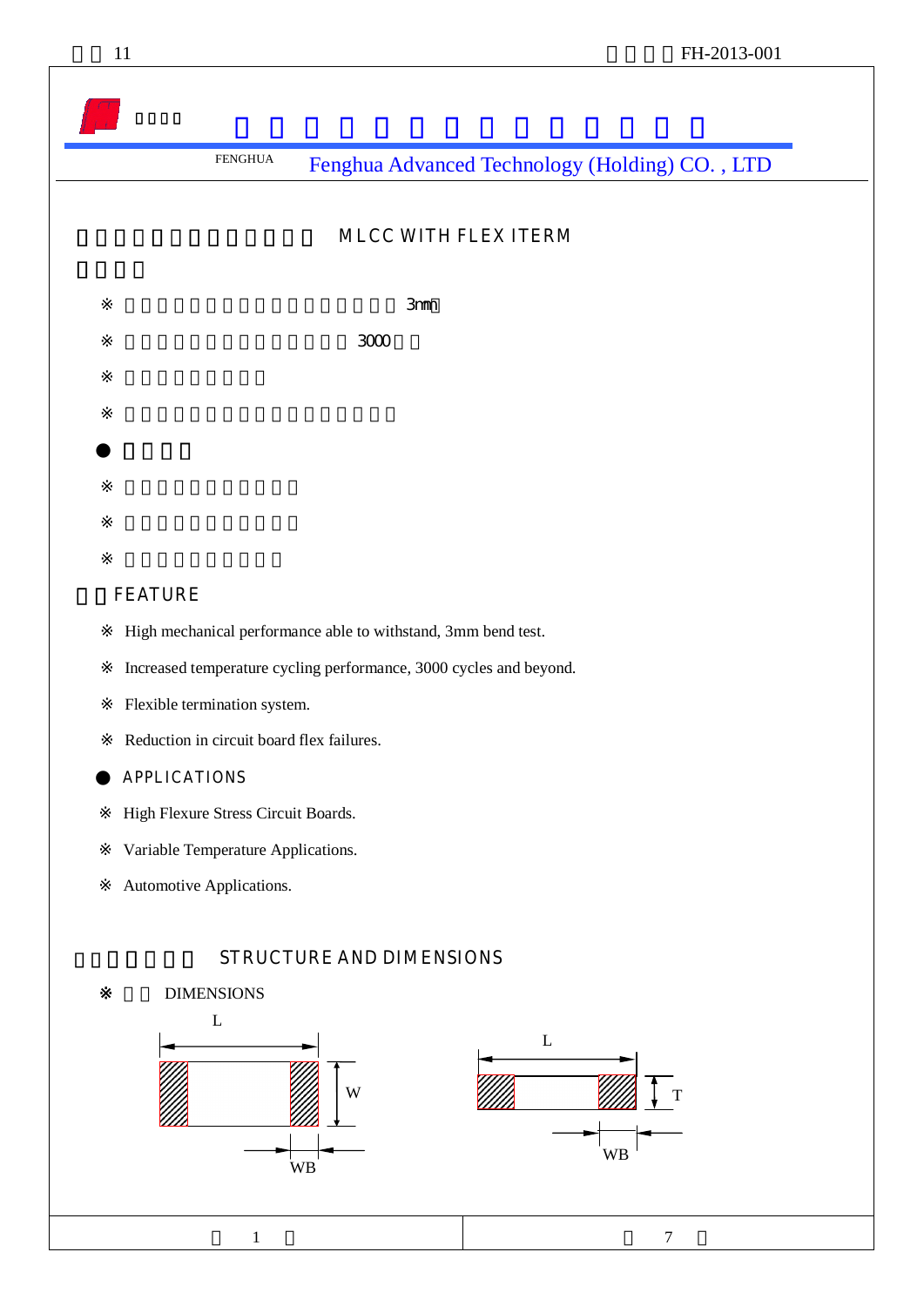FENGHUA **Fenghua Advanced Technology (Holding) CO. , LTD**

## MLCC WITH FLEX ITERM

### FEATURE

- ※ High mechanical performance able to withstand, 3mm bend test.
- ※ Increased temperature cycling performance, 3000 cycles and beyond.
- ※ Flexible termination system.
- ※ Reduction in circuit board flex failures.

### APPLICATIONS

- ※ High Flexure Stress Circuit Boards.
- ※ Variable Temperature Applications.
- ※ Automotive Applications.

## STRUCTURE AND DIMENSIONS

※ DIMENSIONS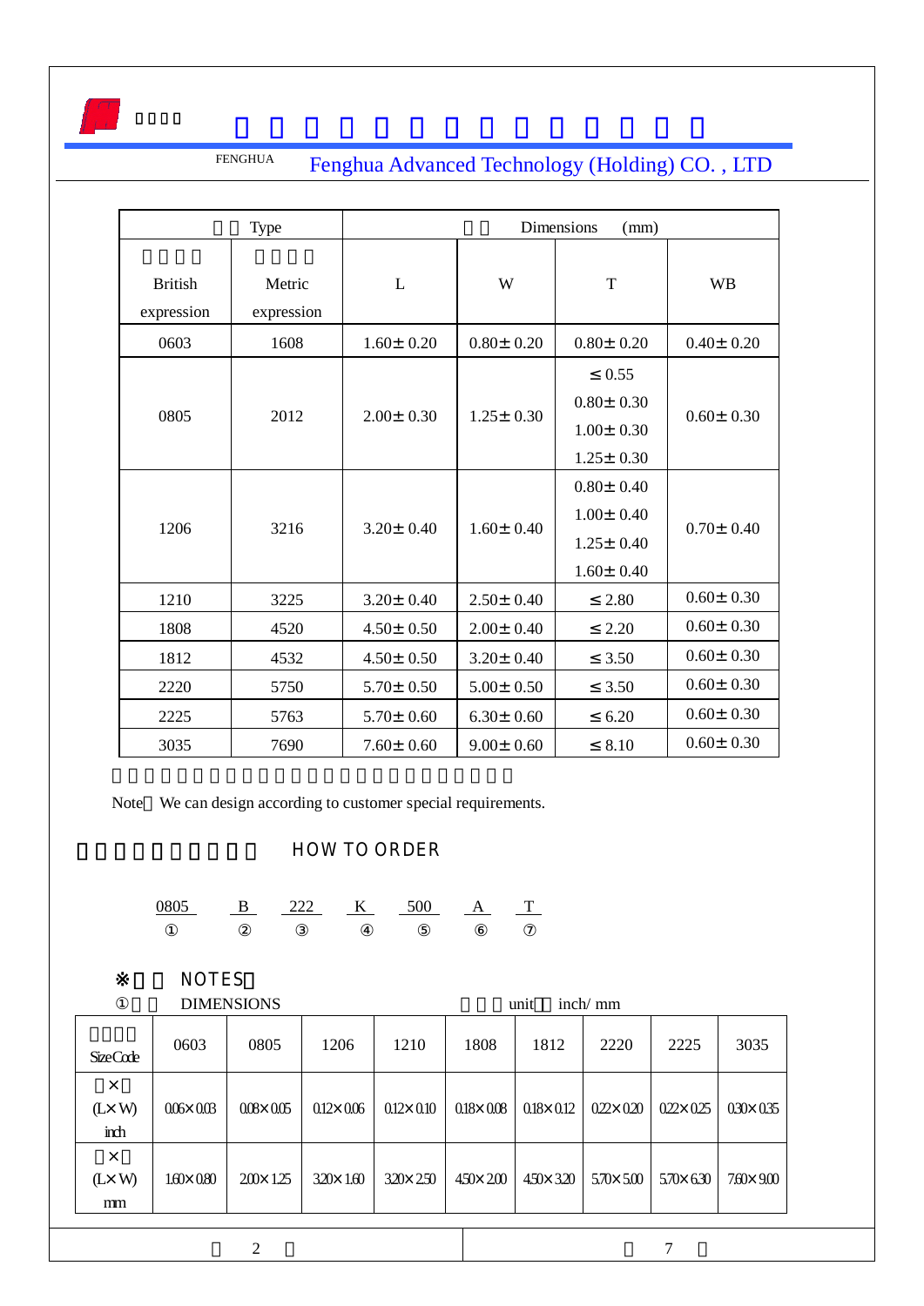| Type | | Dimensions (mm) | | | |
|---|---|---|---|---|---|
| British expression | Metric expression | L | W | T | WB |
| 0603 | 1608 | 1.60± 0.20 | 0.80± 0.20 | 0.80± 0.20 | 0.40± 0.20 |
| 0805 | 2012 | 2.00± 0.30 | 1.25± 0.30 | ≤ 0.55<br>0.80± 0.30<br>1.00± 0.30<br>1.25± 0.30 | 0.60± 0.30 |
| 1206 | 3216 | 3.20± 0.40 | 1.60± 0.40 | 0.80± 0.40<br>1.00± 0.40<br>1.25± 0.40<br>1.60± 0.40 | 0.70± 0.40 |
| 1210 | 3225 | 3.20± 0.40 | 2.50± 0.40 | ≤ 2.80 | 0.60± 0.30 |
| 1808 | 4520 | 4.50± 0.50 | 2.00± 0.40 | ≤ 2.20 | 0.60± 0.30 |
| 1812 | 4532 | 4.50± 0.50 | 3.20± 0.40 | ≤ 3.50 | 0.60± 0.30 |
| 2220 | 5750 | 5.70± 0.50 | 5.00± 0.50 | ≤ 3.50 | 0.60± 0.30 |
| 2225 | 5763 | 5.70± 0.60 | 6.30± 0.60 | ≤ 6.20 | 0.60± 0.30 |
| 3035 | 7690 | 7.60± 0.60 | 9.00± 0.60 | ≤ 8.10 | 0.60± 0.30 |

Note We can design according to customer special requirements.

## HOW TO ORDER

| 0805 | B | 222 | K | 500 | A | T |
|---|---|---|---|---|---|---|
| ① | ② | ③ | ④ | ⑤ | ⑥ | ⑦ |

### ※ NOTES

① DIMENSIONS unit inch/ mm

| Size Code | 0603 | 0805 | 1206 | 1210 | 1808 | 1812 | 2220 | 2225 | 3035 |
|---|---|---|---|---|---|---|---|---|---|
| × (L× W) inch | 0.06× 0.03 | 0.08× 0.05 | 0.12× 0.06 | 0.12× 0.10 | 0.18× 0.08 | 0.18× 0.12 | 0.22× 0.20 | 0.22× 0.25 | 0.30× 0.35 |
| × (L× W) mm | 1.60× 0.80 | 2.00× 1.25 | 3.20× 1.60 | 3.20× 2.50 | 4.50× 2.00 | 4.50× 3.20 | 5.70× 5.00 | 5.70× 6.30 | 7.60× 9.00 |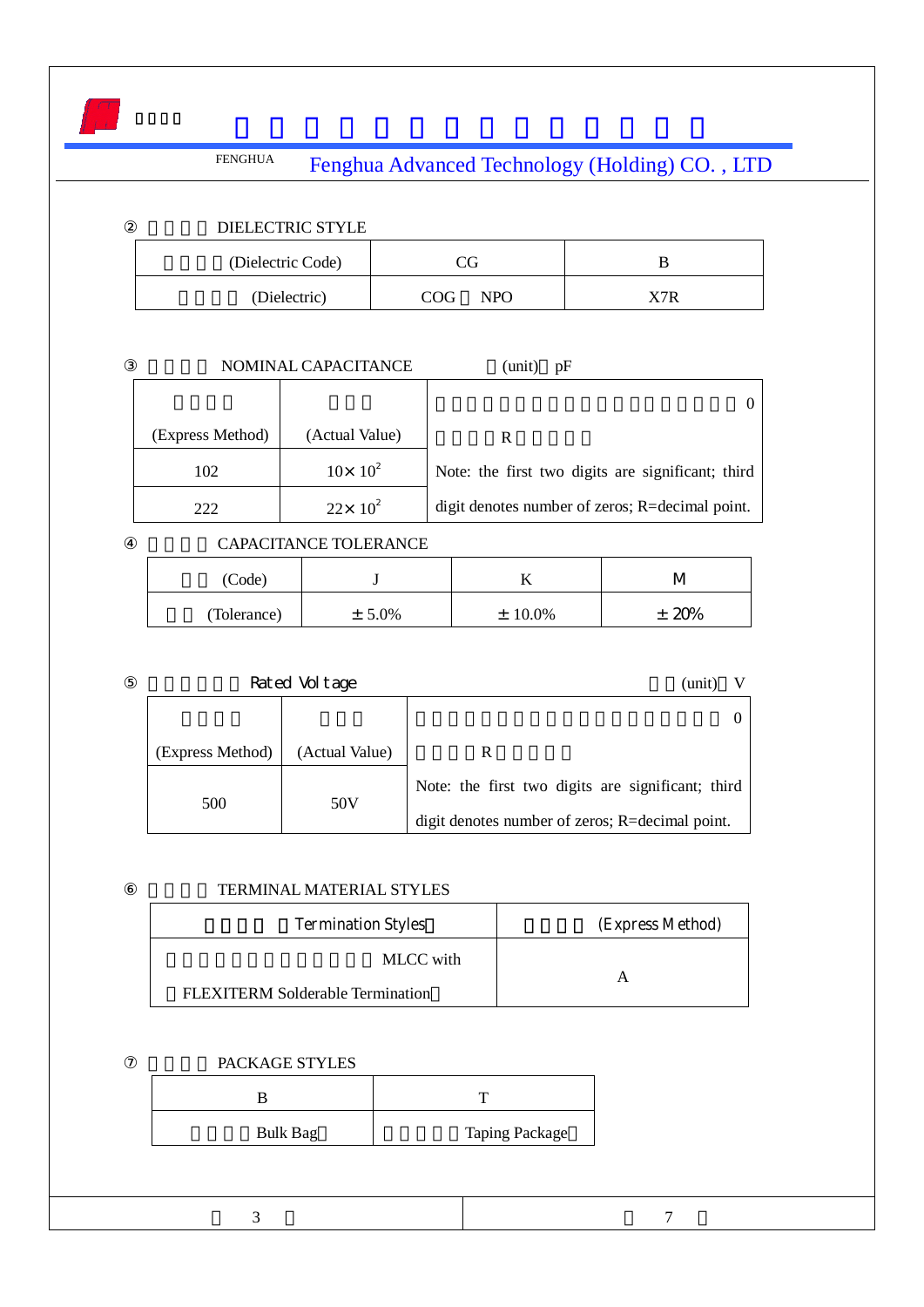② DIELECTRIC STYLE

| (Dielectric Code) | CG | B |
|---|---|---|
| (Dielectric) | COG NPO | X7R |

③ NOMINAL CAPACITANCE (unit) pF

| (Express Method) | (Actual Value) | 0 R Note: the first two digits are significant; third digit denotes number of zeros; R=decimal point. |
|---|---|---|
| 102 | $10\times10^2$ | |
| 222 | $22\times10^2$ | |

④ CAPACITANCE TOLERANCE

| (Code) | J | K | M |
|---|---|---|---|
| (Tolerance) | ±5.0% | ±10.0% | ±20% |

⑤ Rated Voltage (unit) V

| (Express Method) | (Actual Value) | 0 R Note: the first two digits are significant; third digit denotes number of zeros; R=decimal point. |
|---|---|---|
| 500 | 50V | |

⑥ TERMINAL MATERIAL STYLES

| Termination Styles | (Express Method) |
|---|---|
| MLCC with FLEXITERM Solderable Termination | A |

⑦ PACKAGE STYLES

| B | T |
|---|---|
| Bulk Bag | Taping Package |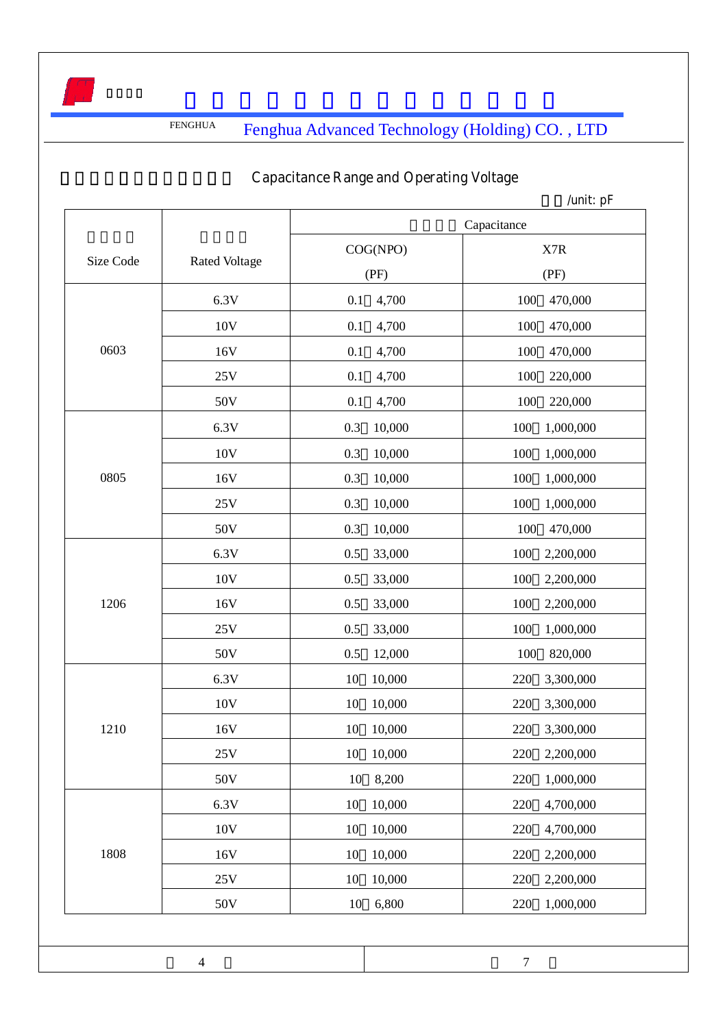## Capacitance Range and Operating Voltage

/unit: pF

| Size Code | Rated Voltage | Capacitance | |
|---|---|---|---|
| | | COG(NPO) (PF) | X7R (PF) |
| 0603 | 6.3V | 0.1 4,700 | 100 470,000 |
| | 10V | 0.1 4,700 | 100 470,000 |
| | 16V | 0.1 4,700 | 100 470,000 |
| | 25V | 0.1 4,700 | 100 220,000 |
| | 50V | 0.1 4,700 | 100 220,000 |
| 0805 | 6.3V | 0.3 10,000 | 100 1,000,000 |
| | 10V | 0.3 10,000 | 100 1,000,000 |
| | 16V | 0.3 10,000 | 100 1,000,000 |
| | 25V | 0.3 10,000 | 100 1,000,000 |
| | 50V | 0.3 10,000 | 100 470,000 |
| 1206 | 6.3V | 0.5 33,000 | 100 2,200,000 |
| | 10V | 0.5 33,000 | 100 2,200,000 |
| | 16V | 0.5 33,000 | 100 2,200,000 |
| | 25V | 0.5 33,000 | 100 1,000,000 |
| | 50V | 0.5 12,000 | 100 820,000 |
| 1210 | 6.3V | 10 10,000 | 220 3,300,000 |
| | 10V | 10 10,000 | 220 3,300,000 |
| | 16V | 10 10,000 | 220 3,300,000 |
| | 25V | 10 10,000 | 220 2,200,000 |
| | 50V | 10 8,200 | 220 1,000,000 |
| 1808 | 6.3V | 10 10,000 | 220 4,700,000 |
| | 10V | 10 10,000 | 220 4,700,000 |
| | 16V | 10 10,000 | 220 2,200,000 |
| | 25V | 10 10,000 | 220 2,200,000 |
| | 50V | 10 6,800 | 220 1,000,000 |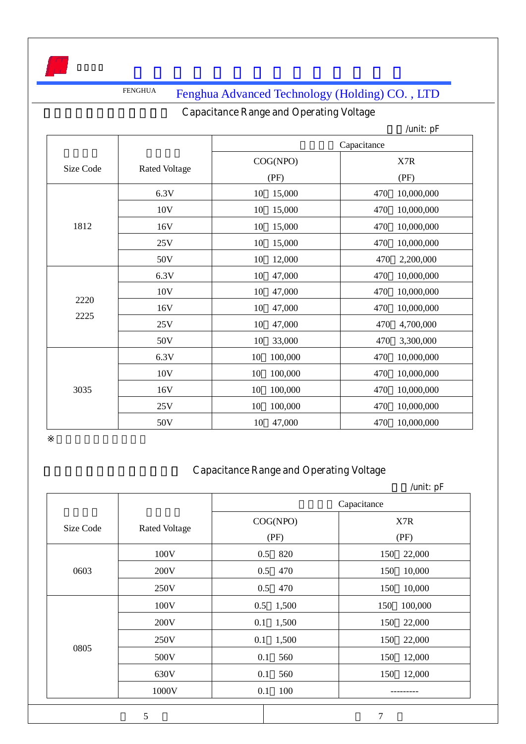FENGHUA Fenghua Advanced Technology (Holding) CO. , LTD

## Capacitance Range and Operating Voltage

/unit: pF

| Size Code | Rated Voltage | Capacitance | |
|---|---|---|---|
| | | COG(NPO) (PF) | X7R (PF) |
| 1812 | 6.3V | 10 15,000 | 470 10,000,000 |
| | 10V | 10 15,000 | 470 10,000,000 |
| | 16V | 10 15,000 | 470 10,000,000 |
| | 25V | 10 15,000 | 470 10,000,000 |
| | 50V | 10 12,000 | 470 2,200,000 |
| 2220 2225 | 6.3V | 10 47,000 | 470 10,000,000 |
| | 10V | 10 47,000 | 470 10,000,000 |
| | 16V | 10 47,000 | 470 10,000,000 |
| | 25V | 10 47,000 | 470 4,700,000 |
| | 50V | 10 33,000 | 470 3,300,000 |
| 3035 | 6.3V | 10 100,000 | 470 10,000,000 |
| | 10V | 10 100,000 | 470 10,000,000 |
| | 16V | 10 100,000 | 470 10,000,000 |
| | 25V | 10 100,000 | 470 10,000,000 |
| | 50V | 10 47,000 | 470 10,000,000 |

※

## Capacitance Range and Operating Voltage

/unit: pF

| Size Code | Rated Voltage | Capacitance | |
|---|---|---|---|
| | | COG(NPO) (PF) | X7R (PF) |
| 0603 | 100V | 0.5 820 | 150 22,000 |
| | 200V | 0.5 470 | 150 10,000 |
| | 250V | 0.5 470 | 150 10,000 |
| 0805 | 100V | 0.5 1,500 | 150 100,000 |
| | 200V | 0.1 1,500 | 150 22,000 |
| | 250V | 0.1 1,500 | 150 22,000 |
| | 500V | 0.1 560 | 150 12,000 |
| | 630V | 0.1 560 | 150 12,000 |
| | 1000V | 0.1 100 | --------- |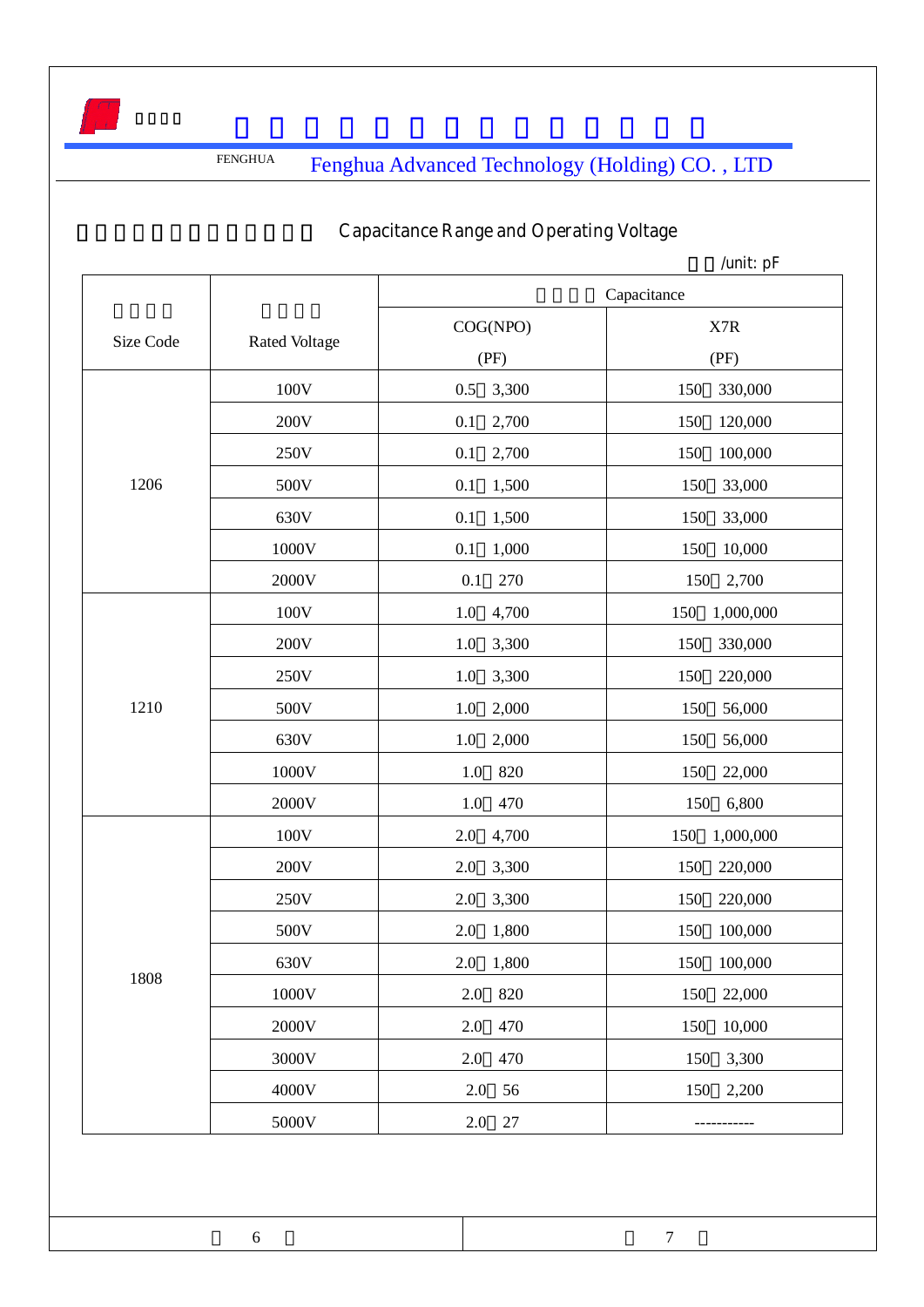## Capacitance Range and Operating Voltage

/unit: pF

| Size Code | Rated Voltage | Capacitance | |
|---|---|---|---|
| | | COG(NPO) (PF) | X7R (PF) |
| 1206 | 100V | 0.5 3,300 | 150 330,000 |
| | 200V | 0.1 2,700 | 150 120,000 |
| | 250V | 0.1 2,700 | 150 100,000 |
| | 500V | 0.1 1,500 | 150 33,000 |
| | 630V | 0.1 1,500 | 150 33,000 |
| | 1000V | 0.1 1,000 | 150 10,000 |
| | 2000V | 0.1 270 | 150 2,700 |
| 1210 | 100V | 1.0 4,700 | 150 1,000,000 |
| | 200V | 1.0 3,300 | 150 330,000 |
| | 250V | 1.0 3,300 | 150 220,000 |
| | 500V | 1.0 2,000 | 150 56,000 |
| | 630V | 1.0 2,000 | 150 56,000 |
| | 1000V | 1.0 820 | 150 22,000 |
| | 2000V | 1.0 470 | 150 6,800 |
| 1808 | 100V | 2.0 4,700 | 150 1,000,000 |
| | 200V | 2.0 3,300 | 150 220,000 |
| | 250V | 2.0 3,300 | 150 220,000 |
| | 500V | 2.0 1,800 | 150 100,000 |
| | 630V | 2.0 1,800 | 150 100,000 |
| | 1000V | 2.0 820 | 150 22,000 |
| | 2000V | 2.0 470 | 150 10,000 |
| | 3000V | 2.0 470 | 150 3,300 |
| | 4000V | 2.0 56 | 150 2,200 |
| | 5000V | 2.0 27 | ----------- |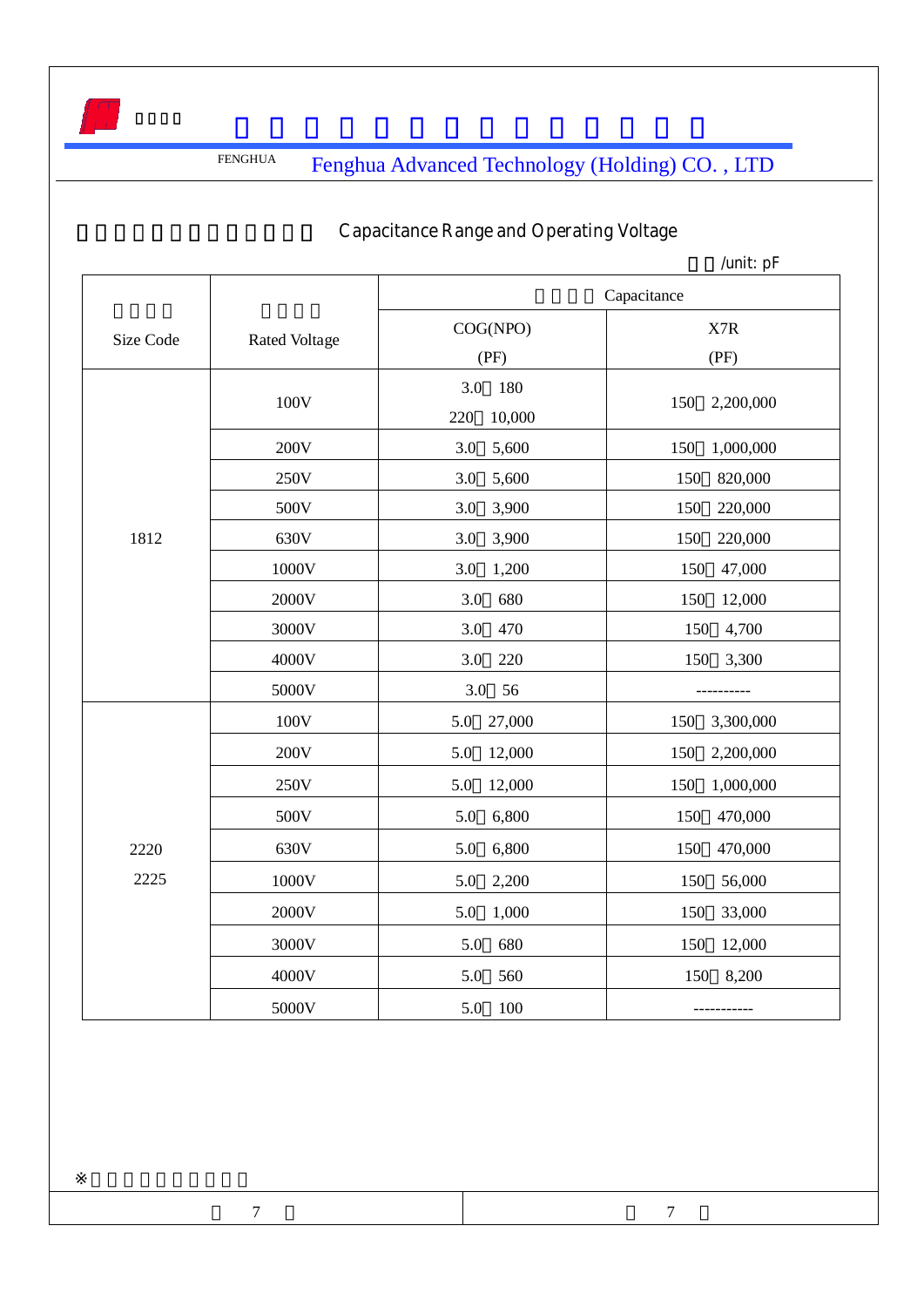## Capacitance Range and Operating Voltage

/unit: pF

| Size Code | Rated Voltage | Capacitance | |
|---|---|---|---|
| | | COG(NPO) (PF) | X7R (PF) |
| 1812 | 100V | 3.0 180<br>220 10,000 | 150 2,200,000 |
| | 200V | 3.0 5,600 | 150 1,000,000 |
| | 250V | 3.0 5,600 | 150 820,000 |
| | 500V | 3.0 3,900 | 150 220,000 |
| | 630V | 3.0 3,900 | 150 220,000 |
| | 1000V | 3.0 1,200 | 150 47,000 |
| | 2000V | 3.0 680 | 150 12,000 |
| | 3000V | 3.0 470 | 150 4,700 |
| | 4000V | 3.0 220 | 150 3,300 |
| | 5000V | 3.0 56 | ---------- |
| 2220<br>2225 | 100V | 5.0 27,000 | 150 3,300,000 |
| | 200V | 5.0 12,000 | 150 2,200,000 |
| | 250V | 5.0 12,000 | 150 1,000,000 |
| | 500V | 5.0 6,800 | 150 470,000 |
| | 630V | 5.0 6,800 | 150 470,000 |
| | 1000V | 5.0 2,200 | 150 56,000 |
| | 2000V | 5.0 1,000 | 150 33,000 |
| | 3000V | 5.0 680 | 150 12,000 |
| | 4000V | 5.0 560 | 150 8,200 |
| | 5000V | 5.0 100 | ----------- |

※